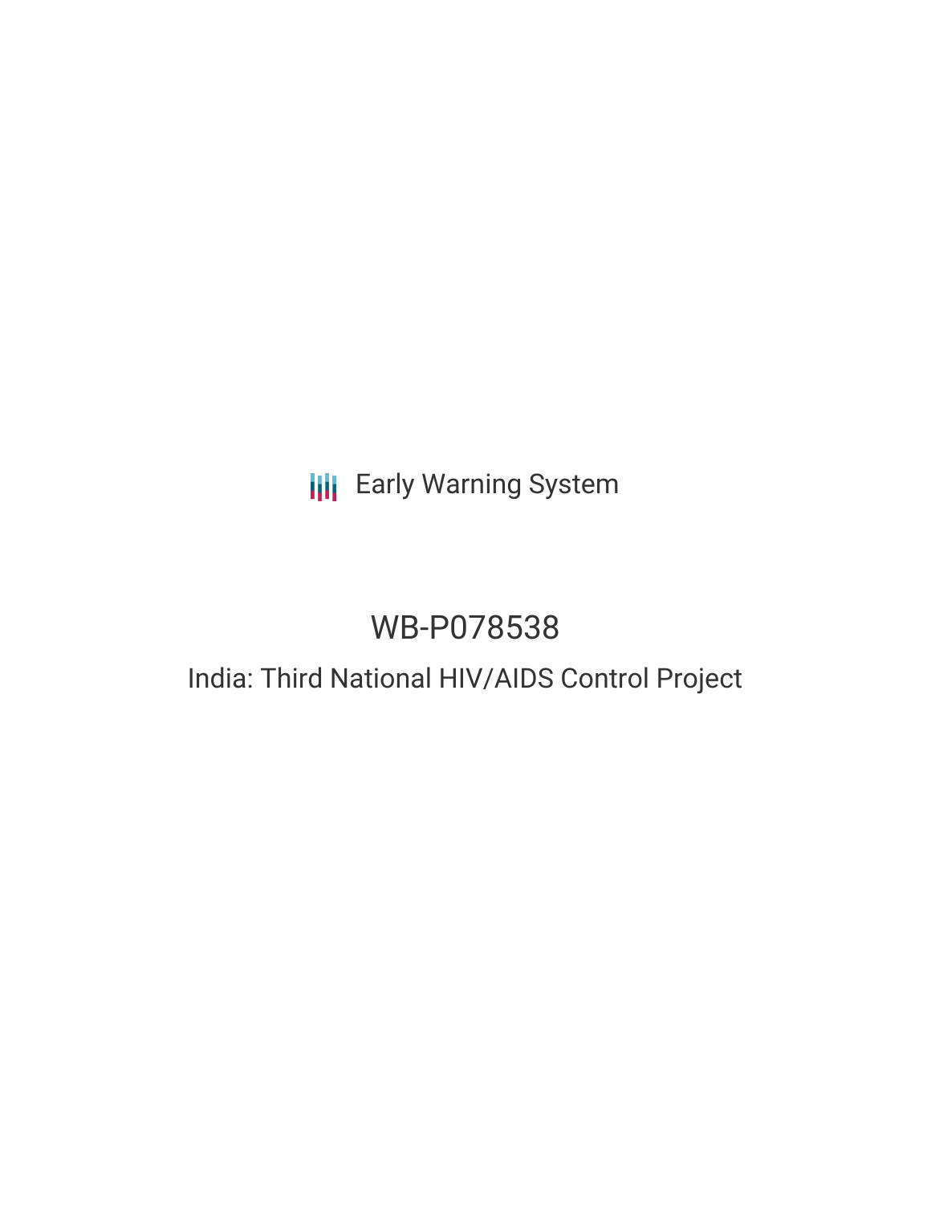Early Warning System

# WB-P078538

## India: Third National HIV/AIDS Control Project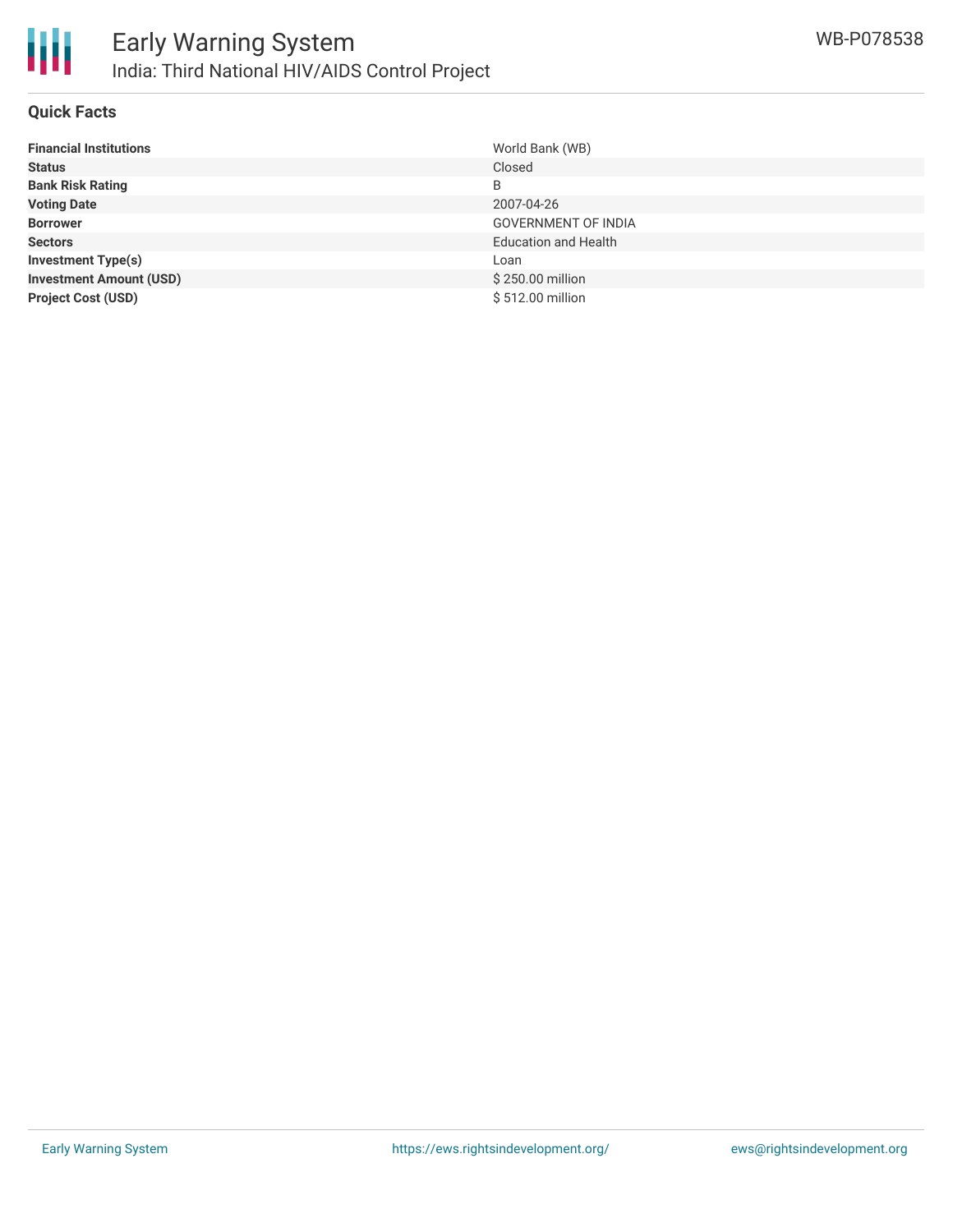# Early Warning System

## India: Third National HIV/AIDS Control Project

WB-P078538

### Quick Facts

| | |
|---|---|
| **Financial Institutions** | World Bank (WB) |
| **Status** | Closed |
| **Bank Risk Rating** | B |
| **Voting Date** | 2007-04-26 |
| **Borrower** | GOVERNMENT OF INDIA |
| **Sectors** | Education and Health |
| **Investment Type(s)** | Loan |
| **Investment Amount (USD)** | $ 250.00 million |
| **Project Cost (USD)** | $ 512.00 million |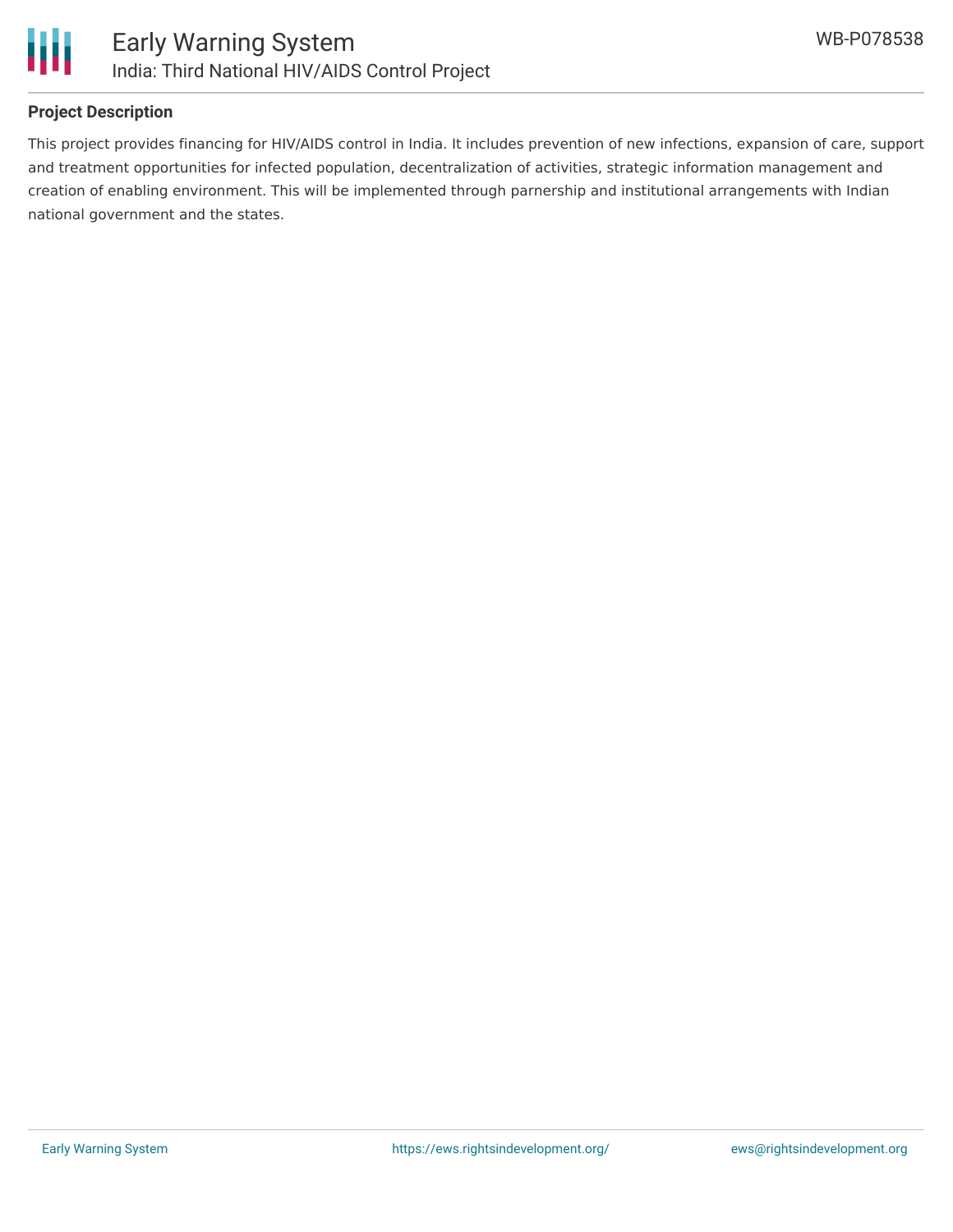## Project Description

This project provides financing for HIV/AIDS control in India. It includes prevention of new infections, expansion of care, support and treatment opportunities for infected population, decentralization of activities, strategic information management and creation of enabling environment. This will be implemented through parnership and institutional arrangements with Indian national government and the states.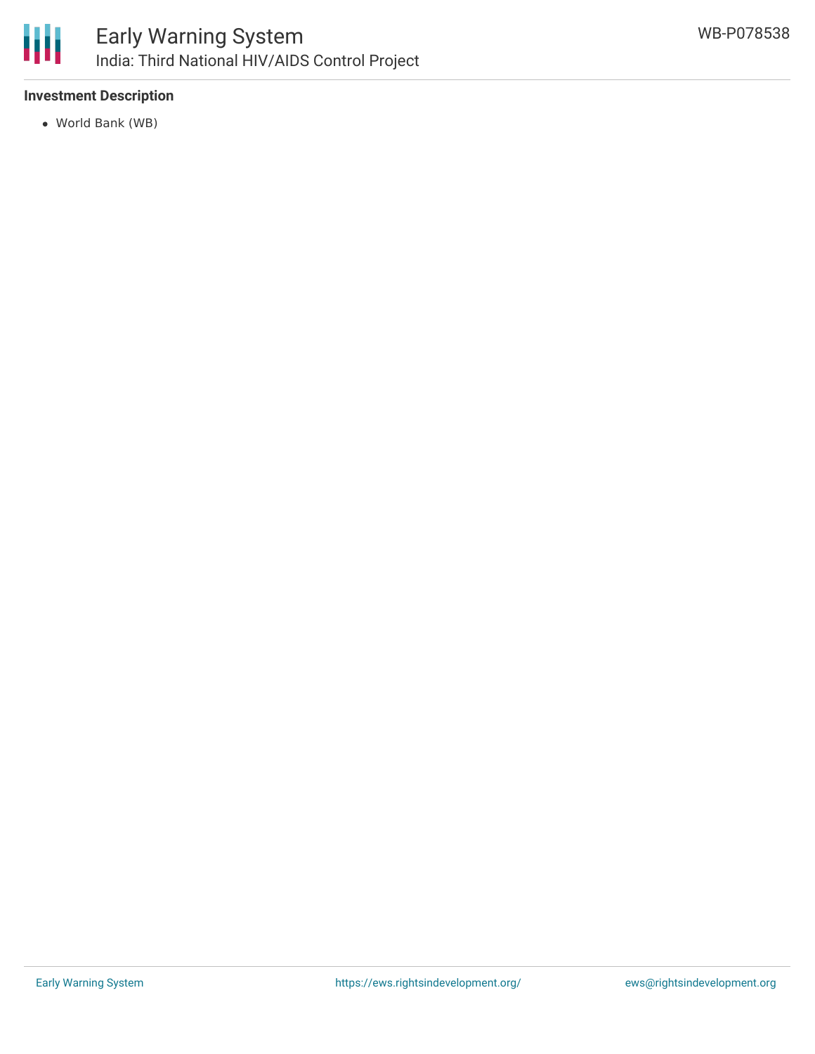### Investment Description

- World Bank (WB)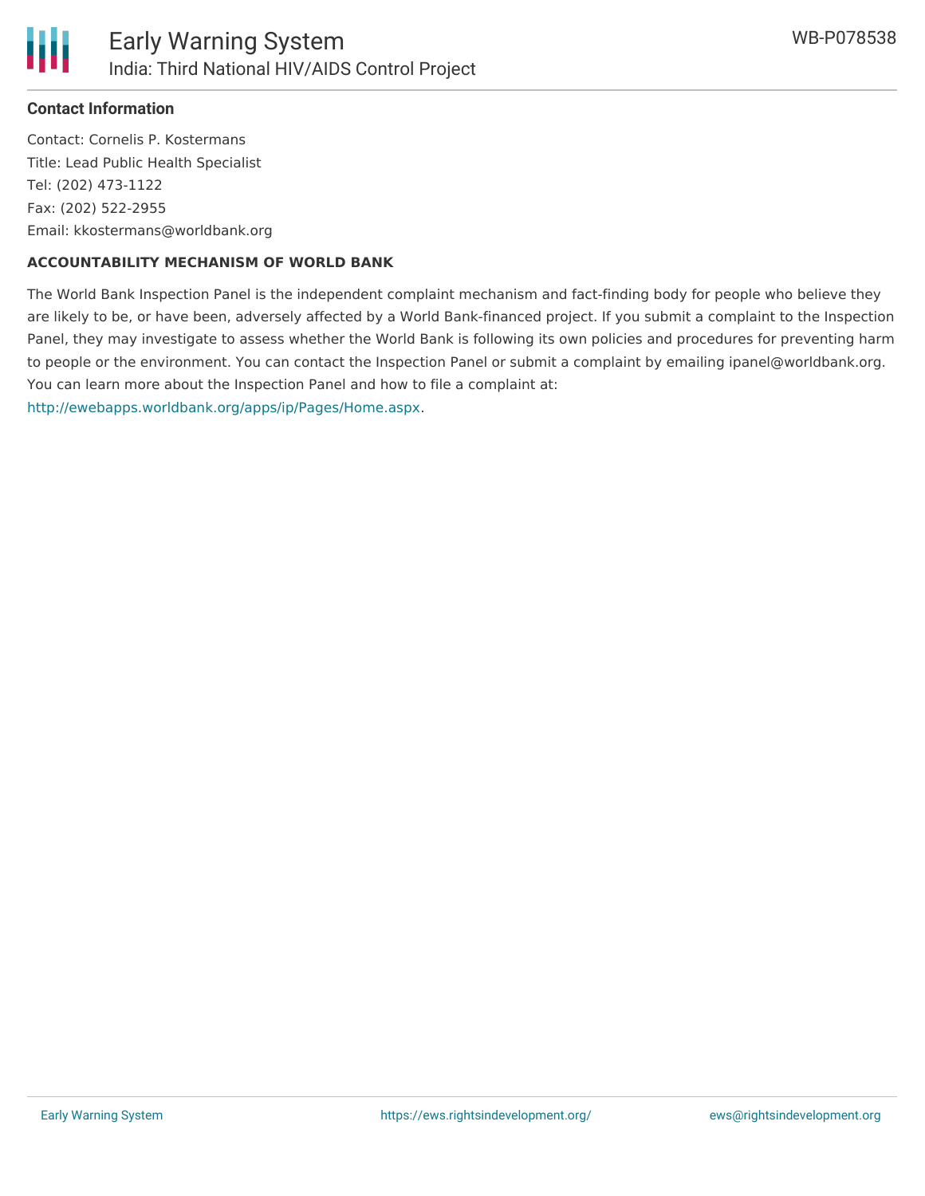### Contact Information

Contact: Cornelis P. Kostermans
Title: Lead Public Health Specialist
Tel: (202) 473-1122
Fax: (202) 522-2955
Email: kkostermans@worldbank.org

**ACCOUNTABILITY MECHANISM OF WORLD BANK**

The World Bank Inspection Panel is the independent complaint mechanism and fact-finding body for people who believe they are likely to be, or have been, adversely affected by a World Bank-financed project. If you submit a complaint to the Inspection Panel, they may investigate to assess whether the World Bank is following its own policies and procedures for preventing harm to people or the environment. You can contact the Inspection Panel or submit a complaint by emailing ipanel@worldbank.org. You can learn more about the Inspection Panel and how to file a complaint at: http://ewebapps.worldbank.org/apps/ip/Pages/Home.aspx.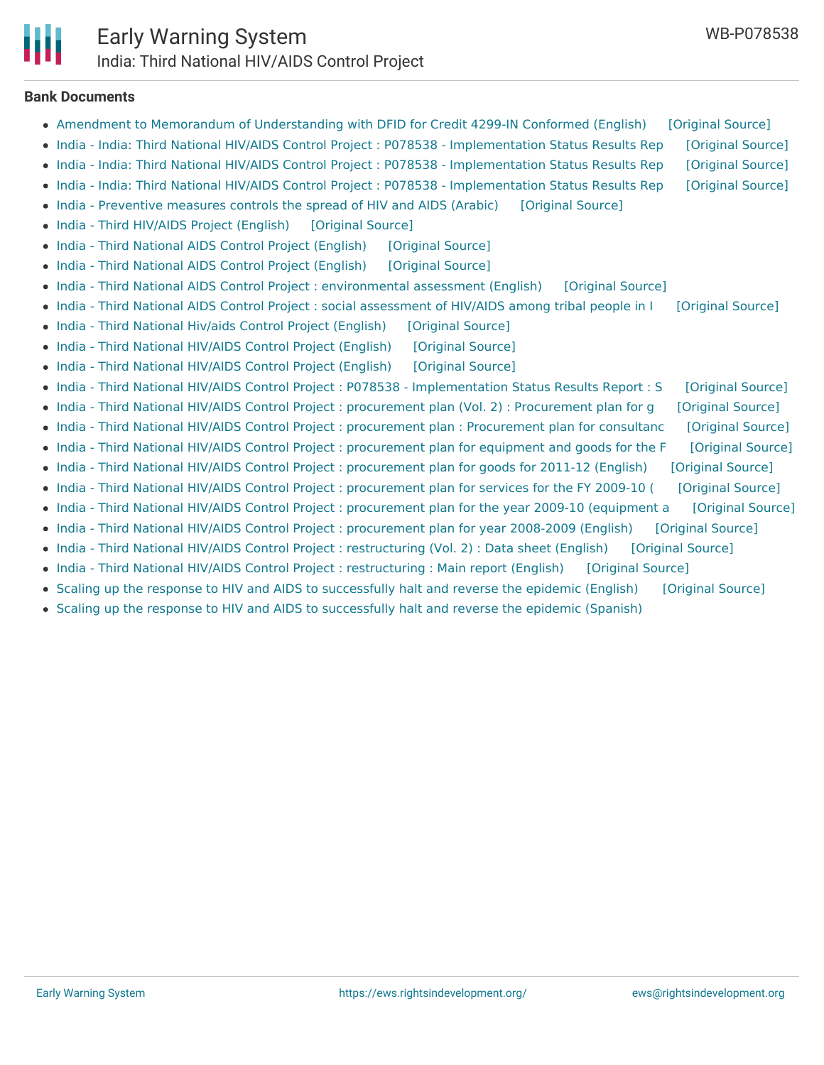**Bank Documents**

- Amendment to Memorandum of Understanding with DFID for Credit 4299-IN Conformed (English) [Original Source]
- India - India: Third National HIV/AIDS Control Project : P078538 - Implementation Status Results Rep [Original Source]
- India - India: Third National HIV/AIDS Control Project : P078538 - Implementation Status Results Rep [Original Source]
- India - India: Third National HIV/AIDS Control Project : P078538 - Implementation Status Results Rep [Original Source]
- India - Preventive measures controls the spread of HIV and AIDS (Arabic) [Original Source]
- India - Third HIV/AIDS Project (English) [Original Source]
- India - Third National AIDS Control Project (English) [Original Source]
- India - Third National AIDS Control Project (English) [Original Source]
- India - Third National AIDS Control Project : environmental assessment (English) [Original Source]
- India - Third National AIDS Control Project : social assessment of HIV/AIDS among tribal people in I [Original Source]
- India - Third National Hiv/aids Control Project (English) [Original Source]
- India - Third National HIV/AIDS Control Project (English) [Original Source]
- India - Third National HIV/AIDS Control Project (English) [Original Source]
- India - Third National HIV/AIDS Control Project : P078538 - Implementation Status Results Report : S [Original Source]
- India - Third National HIV/AIDS Control Project : procurement plan (Vol. 2) : Procurement plan for g [Original Source]
- India - Third National HIV/AIDS Control Project : procurement plan : Procurement plan for consultanc [Original Source]
- India - Third National HIV/AIDS Control Project : procurement plan for equipment and goods for the F [Original Source]
- India - Third National HIV/AIDS Control Project : procurement plan for goods for 2011-12 (English) [Original Source]
- India - Third National HIV/AIDS Control Project : procurement plan for services for the FY 2009-10 ( [Original Source]
- India - Third National HIV/AIDS Control Project : procurement plan for the year 2009-10 (equipment a [Original Source]
- India - Third National HIV/AIDS Control Project : procurement plan for year 2008-2009 (English) [Original Source]
- India - Third National HIV/AIDS Control Project : restructuring (Vol. 2) : Data sheet (English) [Original Source]
- India - Third National HIV/AIDS Control Project : restructuring : Main report (English) [Original Source]
- Scaling up the response to HIV and AIDS to successfully halt and reverse the epidemic (English) [Original Source]
- Scaling up the response to HIV and AIDS to successfully halt and reverse the epidemic (Spanish)